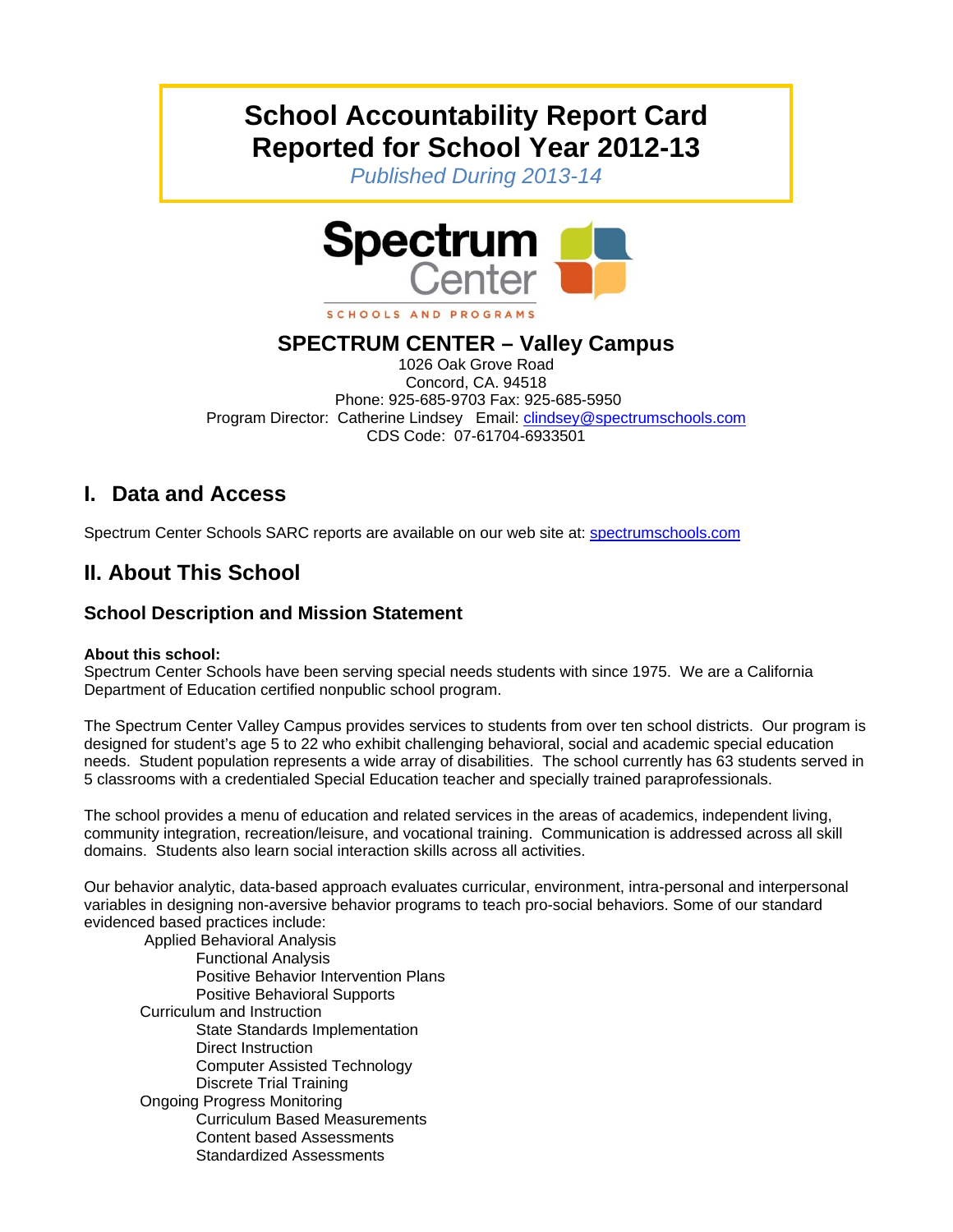# School Accountability Report Card
# Reported for School Year 2012-13

*Published During 2013-14*

## SPECTRUM CENTER – Valley Campus

1026 Oak Grove Road
Concord, CA. 94518
Phone: 925-685-9703 Fax: 925-685-5950
Program Director: Catherine Lindsey Email: clindsey@spectrumschools.com
CDS Code: 07-61704-6933501

## I. Data and Access

Spectrum Center Schools SARC reports are available on our web site at: spectrumschools.com

## II. About This School

### School Description and Mission Statement

**About this school:**
Spectrum Center Schools have been serving special needs students with since 1975. We are a California Department of Education certified nonpublic school program.

The Spectrum Center Valley Campus provides services to students from over ten school districts. Our program is designed for student's age 5 to 22 who exhibit challenging behavioral, social and academic special education needs. Student population represents a wide array of disabilities. The school currently has 63 students served in 5 classrooms with a credentialed Special Education teacher and specially trained paraprofessionals.

The school provides a menu of education and related services in the areas of academics, independent living, community integration, recreation/leisure, and vocational training. Communication is addressed across all skill domains. Students also learn social interaction skills across all activities.

Our behavior analytic, data-based approach evaluates curricular, environment, intra-personal and interpersonal variables in designing non-aversive behavior programs to teach pro-social behaviors. Some of our standard evidenced based practices include:

- Applied Behavioral Analysis
  - Functional Analysis
  - Positive Behavior Intervention Plans
  - Positive Behavioral Supports
- Curriculum and Instruction
  - State Standards Implementation
  - Direct Instruction
  - Computer Assisted Technology
  - Discrete Trial Training
- Ongoing Progress Monitoring
  - Curriculum Based Measurements
  - Content based Assessments
  - Standardized Assessments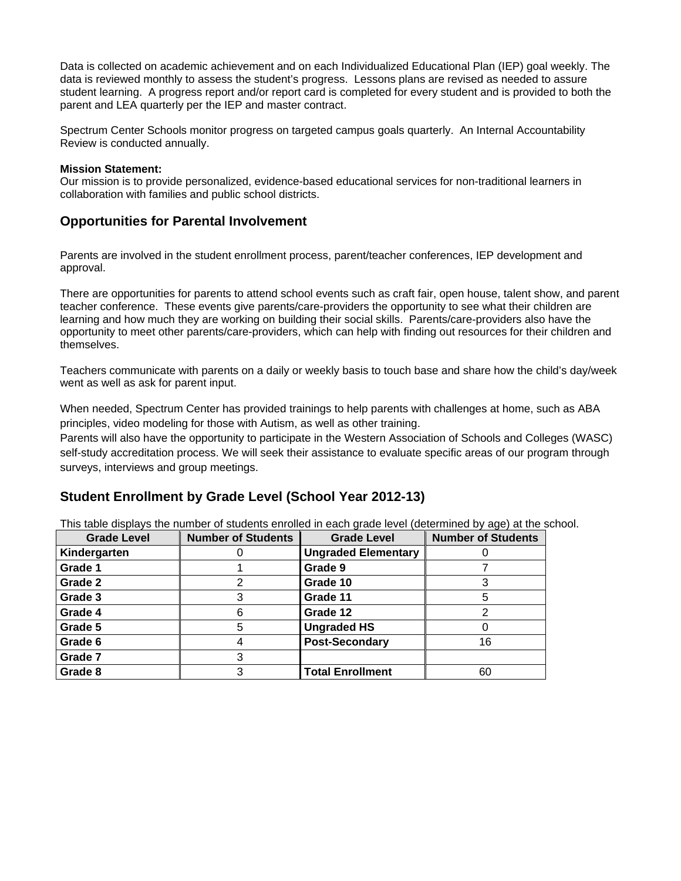Data is collected on academic achievement and on each Individualized Educational Plan (IEP) goal weekly. The data is reviewed monthly to assess the student's progress. Lessons plans are revised as needed to assure student learning. A progress report and/or report card is completed for every student and is provided to both the parent and LEA quarterly per the IEP and master contract.

Spectrum Center Schools monitor progress on targeted campus goals quarterly. An Internal Accountability Review is conducted annually.

**Mission Statement:**
Our mission is to provide personalized, evidence-based educational services for non-traditional learners in collaboration with families and public school districts.

## Opportunities for Parental Involvement

Parents are involved in the student enrollment process, parent/teacher conferences, IEP development and approval.

There are opportunities for parents to attend school events such as craft fair, open house, talent show, and parent teacher conference. These events give parents/care-providers the opportunity to see what their children are learning and how much they are working on building their social skills. Parents/care-providers also have the opportunity to meet other parents/care-providers, which can help with finding out resources for their children and themselves.

Teachers communicate with parents on a daily or weekly basis to touch base and share how the child's day/week went as well as ask for parent input.

When needed, Spectrum Center has provided trainings to help parents with challenges at home, such as ABA principles, video modeling for those with Autism, as well as other training.
Parents will also have the opportunity to participate in the Western Association of Schools and Colleges (WASC) self-study accreditation process. We will seek their assistance to evaluate specific areas of our program through surveys, interviews and group meetings.

## Student Enrollment by Grade Level (School Year 2012-13)

This table displays the number of students enrolled in each grade level (determined by age) at the school.

| Grade Level | Number of Students | Grade Level | Number of Students |
|---|---|---|---|
| **Kindergarten** | 0 | **Ungraded Elementary** | 0 |
| **Grade 1** | 1 | **Grade 9** | 7 |
| **Grade 2** | 2 | **Grade 10** | 3 |
| **Grade 3** | 3 | **Grade 11** | 5 |
| **Grade 4** | 6 | **Grade 12** | 2 |
| **Grade 5** | 5 | **Ungraded HS** | 0 |
| **Grade 6** | 4 | **Post-Secondary** | 16 |
| **Grade 7** | 3 | | |
| **Grade 8** | 3 | **Total Enrollment** | 60 |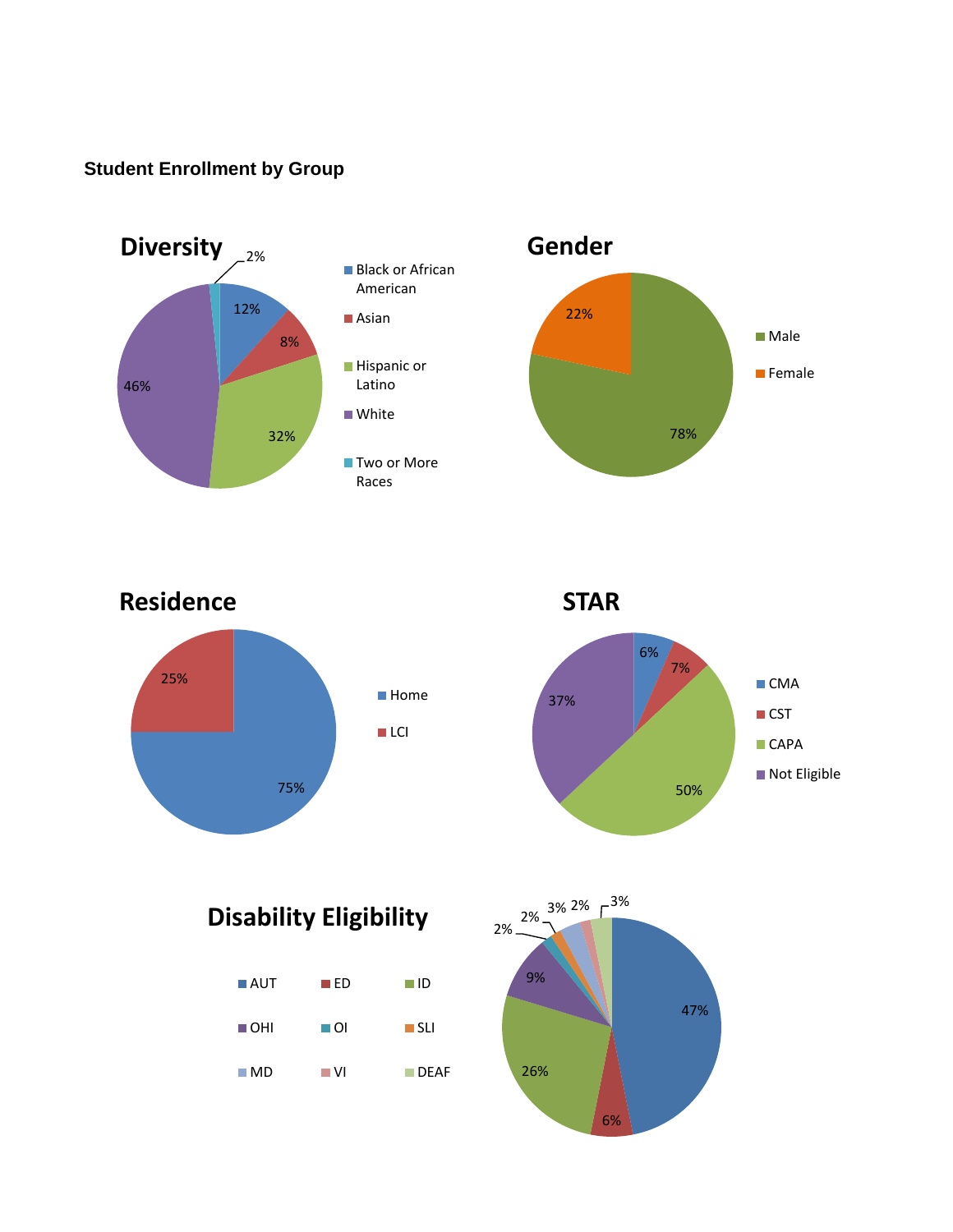**Student Enrollment by Group**

## Diversity

| Group | Percent |
|---|---|
| Black or African American | 12% |
| Asian | 8% |
| Hispanic or Latino | 32% |
| White | 46% |
| Two or More Races | 2% |

## Gender

| Group | Percent |
|---|---|
| Male | 78% |
| Female | 22% |

## Residence

| Group | Percent |
|---|---|
| Home | 75% |
| LCI | 25% |

## STAR

| Group | Percent |
|---|---|
| CMA | 6% |
| CST | 7% |
| CAPA | 50% |
| Not Eligible | 37% |

## Disability Eligibility

| Group | Percent |
|---|---|
| AUT | 47% |
| ED | 6% |
| ID | 26% |
| OHI | 9% |
| OI | 2% |
| SLI | 2% |
| MD | 3% |
| VI | 2% |
| DEAF | 3% |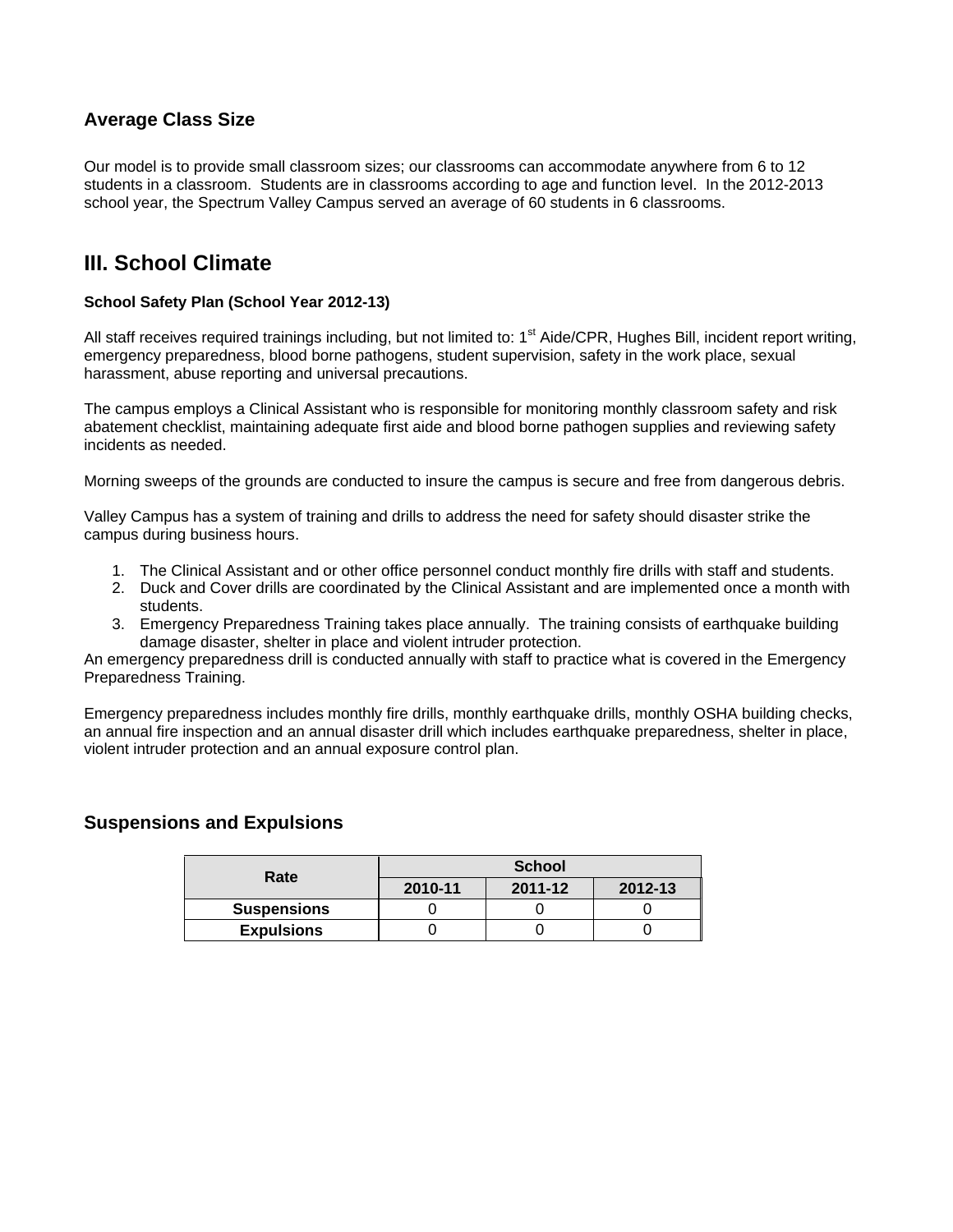## Average Class Size

Our model is to provide small classroom sizes; our classrooms can accommodate anywhere from 6 to 12 students in a classroom. Students are in classrooms according to age and function level. In the 2012-2013 school year, the Spectrum Valley Campus served an average of 60 students in 6 classrooms.

# III. School Climate

**School Safety Plan (School Year 2012-13)**

All staff receives required trainings including, but not limited to: 1st Aide/CPR, Hughes Bill, incident report writing, emergency preparedness, blood borne pathogens, student supervision, safety in the work place, sexual harassment, abuse reporting and universal precautions.

The campus employs a Clinical Assistant who is responsible for monitoring monthly classroom safety and risk abatement checklist, maintaining adequate first aide and blood borne pathogen supplies and reviewing safety incidents as needed.

Morning sweeps of the grounds are conducted to insure the campus is secure and free from dangerous debris.

Valley Campus has a system of training and drills to address the need for safety should disaster strike the campus during business hours.

1. The Clinical Assistant and or other office personnel conduct monthly fire drills with staff and students.
2. Duck and Cover drills are coordinated by the Clinical Assistant and are implemented once a month with students.
3. Emergency Preparedness Training takes place annually. The training consists of earthquake building damage disaster, shelter in place and violent intruder protection.

An emergency preparedness drill is conducted annually with staff to practice what is covered in the Emergency Preparedness Training.

Emergency preparedness includes monthly fire drills, monthly earthquake drills, monthly OSHA building checks, an annual fire inspection and an annual disaster drill which includes earthquake preparedness, shelter in place, violent intruder protection and an annual exposure control plan.

## Suspensions and Expulsions

| Rate | School | | |
|---|---|---|---|
| | 2010-11 | 2011-12 | 2012-13 |
| Suspensions | 0 | 0 | 0 |
| Expulsions | 0 | 0 | 0 |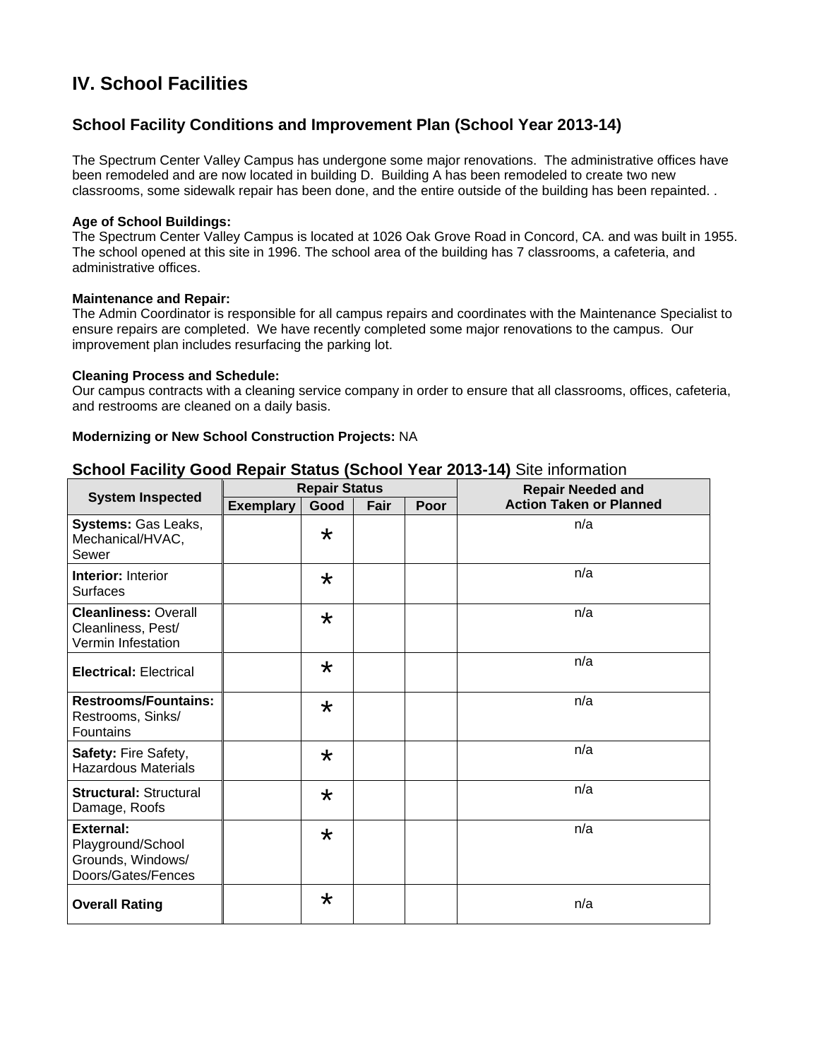## IV. School Facilities

### School Facility Conditions and Improvement Plan (School Year 2013-14)

The Spectrum Center Valley Campus has undergone some major renovations. The administrative offices have been remodeled and are now located in building D. Building A has been remodeled to create two new classrooms, some sidewalk repair has been done, and the entire outside of the building has been repainted. .

**Age of School Buildings:**
The Spectrum Center Valley Campus is located at 1026 Oak Grove Road in Concord, CA. and was built in 1955. The school opened at this site in 1996. The school area of the building has 7 classrooms, a cafeteria, and administrative offices.

**Maintenance and Repair:**
The Admin Coordinator is responsible for all campus repairs and coordinates with the Maintenance Specialist to ensure repairs are completed. We have recently completed some major renovations to the campus. Our improvement plan includes resurfacing the parking lot.

**Cleaning Process and Schedule:**
Our campus contracts with a cleaning service company in order to ensure that all classrooms, offices, cafeteria, and restrooms are cleaned on a daily basis.

**Modernizing or New School Construction Projects:** NA

### School Facility Good Repair Status (School Year 2013-14) Site information

| System Inspected | Repair Status | | | | Repair Needed and Action Taken or Planned |
|---|---|---|---|---|---|
| | Exemplary | Good | Fair | Poor | |
| **Systems:** Gas Leaks, Mechanical/HVAC, Sewer | | * | | | n/a |
| **Interior:** Interior Surfaces | | * | | | n/a |
| **Cleanliness:** Overall Cleanliness, Pest/ Vermin Infestation | | * | | | n/a |
| **Electrical:** Electrical | | * | | | n/a |
| **Restrooms/Fountains:** Restrooms, Sinks/ Fountains | | * | | | n/a |
| **Safety:** Fire Safety, Hazardous Materials | | * | | | n/a |
| **Structural:** Structural Damage, Roofs | | * | | | n/a |
| **External:** Playground/School Grounds, Windows/ Doors/Gates/Fences | | * | | | n/a |
| **Overall Rating** | | * | | | n/a |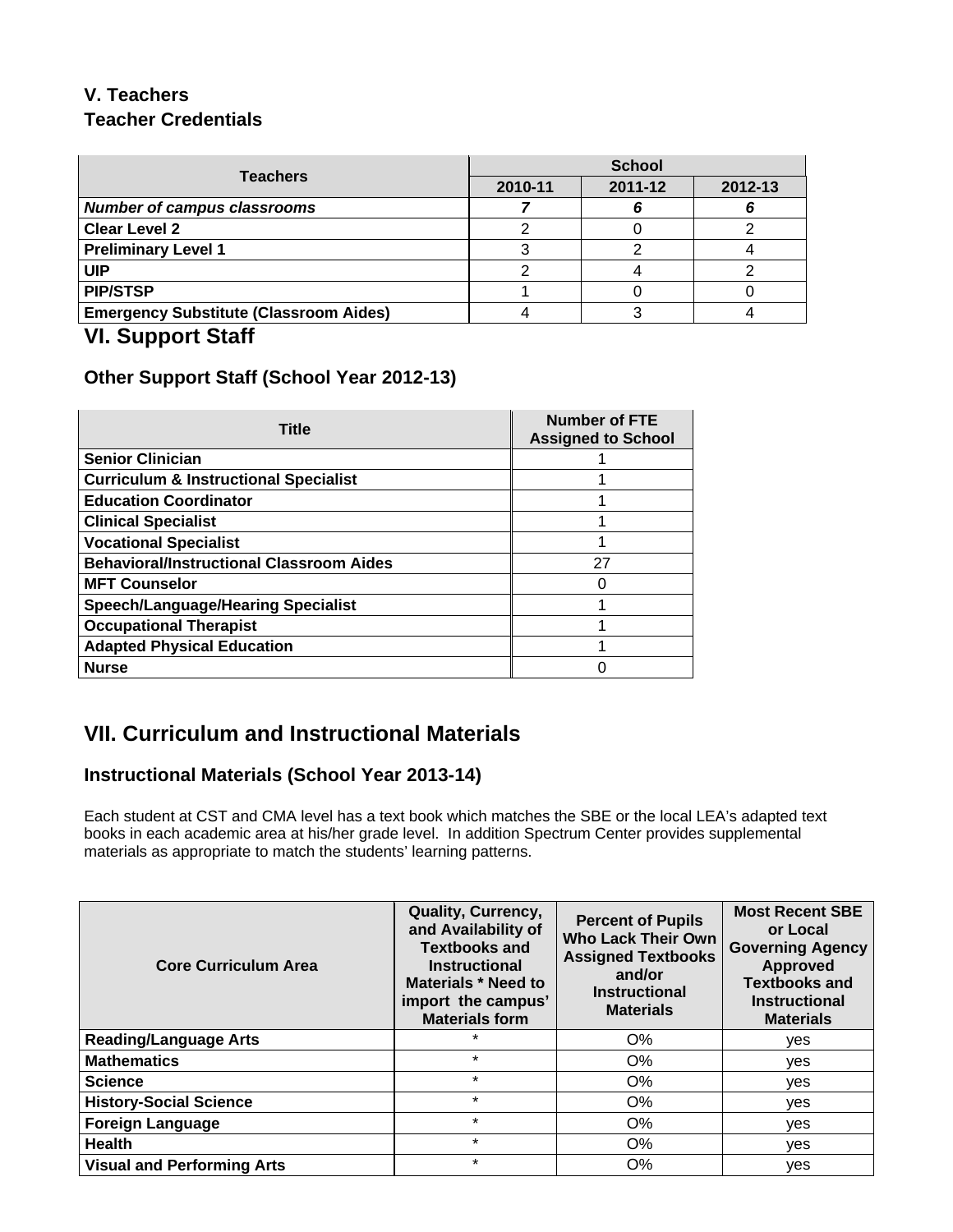## V. Teachers

### Teacher Credentials

| Teachers | School | | |
|---|---|---|---|
| | 2010-11 | 2011-12 | 2012-13 |
| ***Number of campus classrooms*** | ***7*** | ***6*** | ***6*** |
| **Clear Level 2** | 2 | 0 | 2 |
| **Preliminary Level 1** | 3 | 2 | 4 |
| **UIP** | 2 | 4 | 2 |
| **PIP/STSP** | 1 | 0 | 0 |
| **Emergency Substitute (Classroom Aides)** | 4 | 3 | 4 |

## VI. Support Staff

### Other Support Staff (School Year 2012-13)

| Title | Number of FTE Assigned to School |
|---|---|
| **Senior Clinician** | 1 |
| **Curriculum & Instructional Specialist** | 1 |
| **Education Coordinator** | 1 |
| **Clinical Specialist** | 1 |
| **Vocational Specialist** | 1 |
| **Behavioral/Instructional Classroom Aides** | 27 |
| **MFT Counselor** | 0 |
| **Speech/Language/Hearing Specialist** | 1 |
| **Occupational Therapist** | 1 |
| **Adapted Physical Education** | 1 |
| **Nurse** | 0 |

## VII. Curriculum and Instructional Materials

### Instructional Materials (School Year 2013-14)

Each student at CST and CMA level has a text book which matches the SBE or the local LEA's adapted text books in each academic area at his/her grade level. In addition Spectrum Center provides supplemental materials as appropriate to match the students' learning patterns.

| Core Curriculum Area | Quality, Currency, and Availability of Textbooks and Instructional Materials * Need to import the campus' Materials form | Percent of Pupils Who Lack Their Own Assigned Textbooks and/or Instructional Materials | Most Recent SBE or Local Governing Agency Approved Textbooks and Instructional Materials |
|---|---|---|---|
| **Reading/Language Arts** | * | O% | yes |
| **Mathematics** | * | O% | yes |
| **Science** | * | O% | yes |
| **History-Social Science** | * | O% | yes |
| **Foreign Language** | * | O% | yes |
| **Health** | * | O% | yes |
| **Visual and Performing Arts** | * | O% | yes |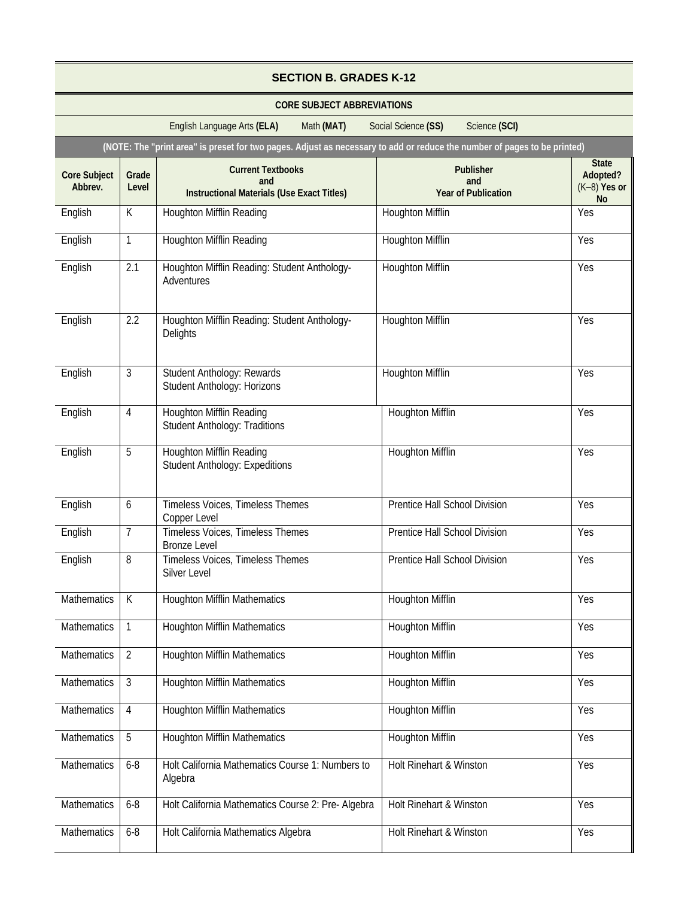## SECTION B. GRADES K-12

**CORE SUBJECT ABBREVIATIONS**

English Language Arts **(ELA)** Math **(MAT)** Social Science **(SS)** Science **(SCI)**

**(NOTE: The "print area" is preset for two pages. Adjust as necessary to add or reduce the number of pages to be printed)**

| Core Subject Abbrev. | Grade Level | Current Textbooks and Instructional Materials (Use Exact Titles) | Publisher and Year of Publication | State Adopted? (K–8) Yes or No |
|---|---|---|---|---|
| English | K | Houghton Mifflin Reading | Houghton Mifflin | Yes |
| English | 1 | Houghton Mifflin Reading | Houghton Mifflin | Yes |
| English | 2.1 | Houghton Mifflin Reading: Student Anthology- Adventures | Houghton Mifflin | Yes |
| English | 2.2 | Houghton Mifflin Reading: Student Anthology- Delights | Houghton Mifflin | Yes |
| English | 3 | Student Anthology: Rewards<br>Student Anthology: Horizons | Houghton Mifflin | Yes |
| English | 4 | Houghton Mifflin Reading<br>Student Anthology: Traditions | Houghton Mifflin | Yes |
| English | 5 | Houghton Mifflin Reading<br>Student Anthology: Expeditions | Houghton Mifflin | Yes |
| English | 6 | Timeless Voices, Timeless Themes<br>Copper Level | Prentice Hall School Division | Yes |
| English | 7 | Timeless Voices, Timeless Themes<br>Bronze Level | Prentice Hall School Division | Yes |
| English | 8 | Timeless Voices, Timeless Themes<br>Silver Level | Prentice Hall School Division | Yes |
| Mathematics | K | Houghton Mifflin Mathematics | Houghton Mifflin | Yes |
| Mathematics | 1 | Houghton Mifflin Mathematics | Houghton Mifflin | Yes |
| Mathematics | 2 | Houghton Mifflin Mathematics | Houghton Mifflin | Yes |
| Mathematics | 3 | Houghton Mifflin Mathematics | Houghton Mifflin | Yes |
| Mathematics | 4 | Houghton Mifflin Mathematics | Houghton Mifflin | Yes |
| Mathematics | 5 | Houghton Mifflin Mathematics | Houghton Mifflin | Yes |
| Mathematics | 6-8 | Holt California Mathematics Course 1: Numbers to Algebra | Holt Rinehart & Winston | Yes |
| Mathematics | 6-8 | Holt California Mathematics Course 2: Pre- Algebra | Holt Rinehart & Winston | Yes |
| Mathematics | 6-8 | Holt California Mathematics Algebra | Holt Rinehart & Winston | Yes |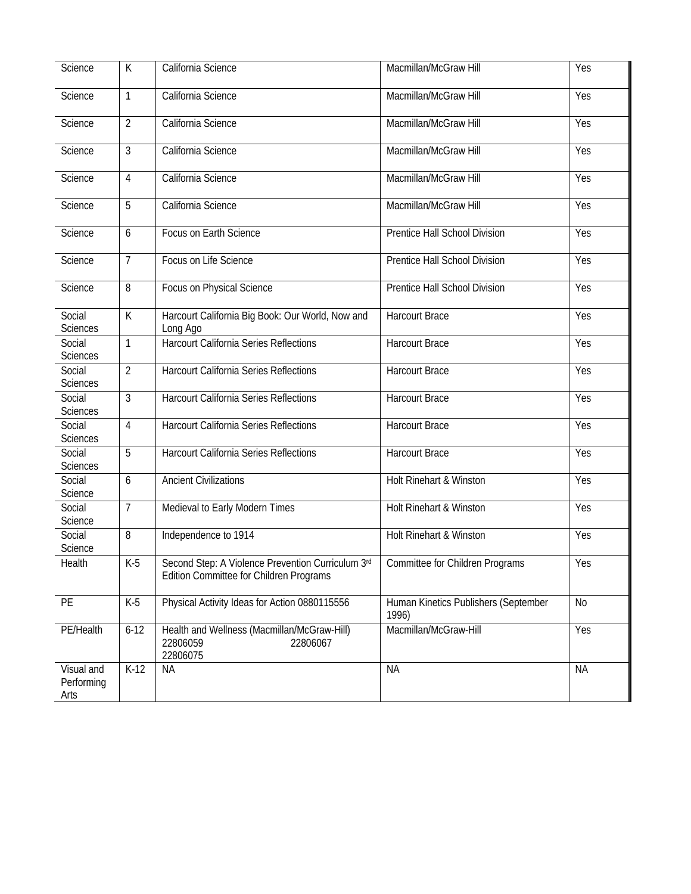| Science | K | California Science | Macmillan/McGraw Hill | Yes |
|---|---|---|---|---|
| Science | 1 | California Science | Macmillan/McGraw Hill | Yes |
| Science | 2 | California Science | Macmillan/McGraw Hill | Yes |
| Science | 3 | California Science | Macmillan/McGraw Hill | Yes |
| Science | 4 | California Science | Macmillan/McGraw Hill | Yes |
| Science | 5 | California Science | Macmillan/McGraw Hill | Yes |
| Science | 6 | Focus on Earth Science | Prentice Hall School Division | Yes |
| Science | 7 | Focus on Life Science | Prentice Hall School Division | Yes |
| Science | 8 | Focus on Physical Science | Prentice Hall School Division | Yes |
| Social Sciences | K | Harcourt California Big Book: Our World, Now and Long Ago | Harcourt Brace | Yes |
| Social Sciences | 1 | Harcourt California Series Reflections | Harcourt Brace | Yes |
| Social Sciences | 2 | Harcourt California Series Reflections | Harcourt Brace | Yes |
| Social Sciences | 3 | Harcourt California Series Reflections | Harcourt Brace | Yes |
| Social Sciences | 4 | Harcourt California Series Reflections | Harcourt Brace | Yes |
| Social Sciences | 5 | Harcourt California Series Reflections | Harcourt Brace | Yes |
| Social Science | 6 | Ancient Civilizations | Holt Rinehart & Winston | Yes |
| Social Science | 7 | Medieval to Early Modern Times | Holt Rinehart & Winston | Yes |
| Social Science | 8 | Independence to 1914 | Holt Rinehart & Winston | Yes |
| Health | K-5 | Second Step: A Violence Prevention Curriculum 3rd Edition Committee for Children Programs | Committee for Children Programs | Yes |
| PE | K-5 | Physical Activity Ideas for Action 0880115556 | Human Kinetics Publishers (September 1996) | No |
| PE/Health | 6-12 | Health and Wellness (Macmillan/McGraw-Hill) 22806059 22806067 22806075 | Macmillan/McGraw-Hill | Yes |
| Visual and Performing Arts | K-12 | NA | NA | NA |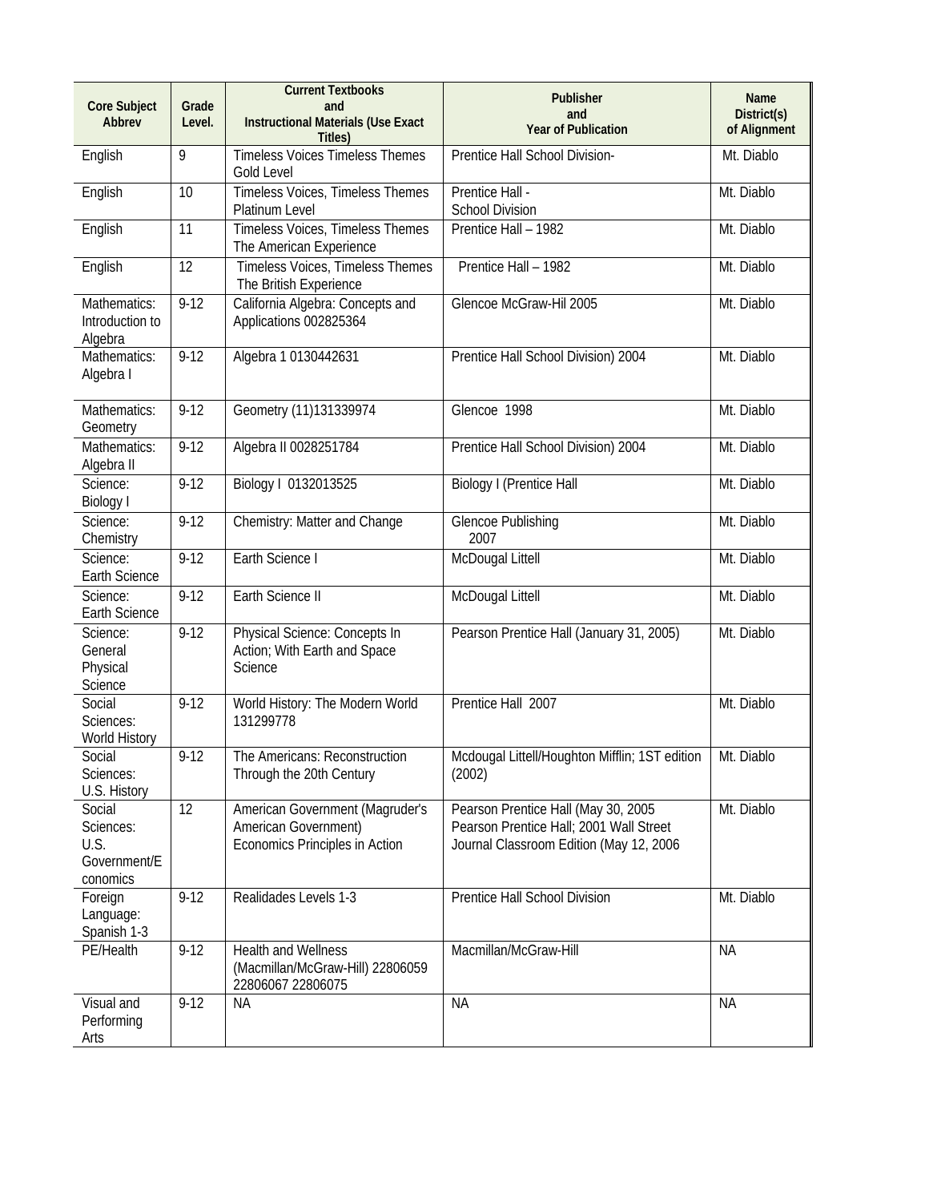| Core Subject Abbrev | Grade Level. | Current Textbooks and Instructional Materials (Use Exact Titles) | Publisher and Year of Publication | Name District(s) of Alignment |
|---|---|---|---|---|
| English | 9 | Timeless Voices Timeless Themes Gold Level | Prentice Hall School Division- | Mt. Diablo |
| English | 10 | Timeless Voices, Timeless Themes Platinum Level | Prentice Hall - School Division | Mt. Diablo |
| English | 11 | Timeless Voices, Timeless Themes The American Experience | Prentice Hall – 1982 | Mt. Diablo |
| English | 12 | Timeless Voices, Timeless Themes The British Experience | Prentice Hall – 1982 | Mt. Diablo |
| Mathematics: Introduction to Algebra | 9-12 | California Algebra: Concepts and Applications 002825364 | Glencoe McGraw-Hil 2005 | Mt. Diablo |
| Mathematics: Algebra I | 9-12 | Algebra 1 0130442631 | Prentice Hall School Division) 2004 | Mt. Diablo |
| Mathematics: Geometry | 9-12 | Geometry (11)131339974 | Glencoe 1998 | Mt. Diablo |
| Mathematics: Algebra II | 9-12 | Algebra II 0028251784 | Prentice Hall School Division) 2004 | Mt. Diablo |
| Science: Biology I | 9-12 | Biology I 0132013525 | Biology I (Prentice Hall | Mt. Diablo |
| Science: Chemistry | 9-12 | Chemistry: Matter and Change | Glencoe Publishing 2007 | Mt. Diablo |
| Science: Earth Science | 9-12 | Earth Science I | McDougal Littell | Mt. Diablo |
| Science: Earth Science | 9-12 | Earth Science II | McDougal Littell | Mt. Diablo |
| Science: General Physical Science | 9-12 | Physical Science: Concepts In Action; With Earth and Space Science | Pearson Prentice Hall (January 31, 2005) | Mt. Diablo |
| Social Sciences: World History | 9-12 | World History: The Modern World 131299778 | Prentice Hall 2007 | Mt. Diablo |
| Social Sciences: U.S. History | 9-12 | The Americans: Reconstruction Through the 20th Century | Mcdougal Littell/Houghton Mifflin; 1ST edition (2002) | Mt. Diablo |
| Social Sciences: U.S. Government/Economics | 12 | American Government (Magruder's American Government) Economics Principles in Action | Pearson Prentice Hall (May 30, 2005 Pearson Prentice Hall; 2001 Wall Street Journal Classroom Edition (May 12, 2006 | Mt. Diablo |
| Foreign Language: Spanish 1-3 | 9-12 | Realidades Levels 1-3 | Prentice Hall School Division | Mt. Diablo |
| PE/Health | 9-12 | Health and Wellness (Macmillan/McGraw-Hill) 22806059 22806067 22806075 | Macmillan/McGraw-Hill | NA |
| Visual and Performing Arts | 9-12 | NA | NA | NA |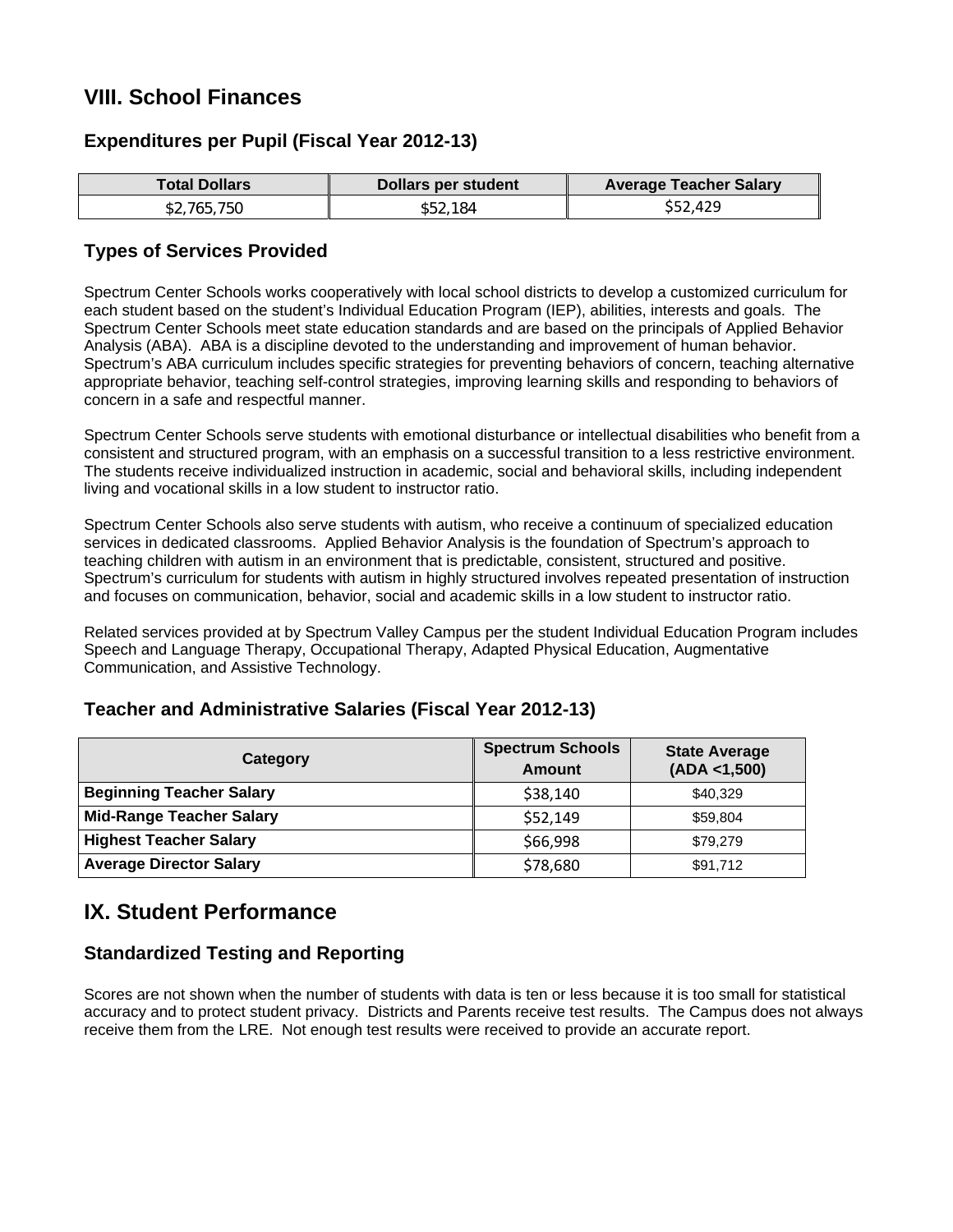## VIII. School Finances

### Expenditures per Pupil (Fiscal Year 2012-13)

| Total Dollars | Dollars per student | Average Teacher Salary |
|---|---|---|
| $2,765,750 | $52,184 | $52,429 |

### Types of Services Provided

Spectrum Center Schools works cooperatively with local school districts to develop a customized curriculum for each student based on the student's Individual Education Program (IEP), abilities, interests and goals. The Spectrum Center Schools meet state education standards and are based on the principals of Applied Behavior Analysis (ABA). ABA is a discipline devoted to the understanding and improvement of human behavior. Spectrum's ABA curriculum includes specific strategies for preventing behaviors of concern, teaching alternative appropriate behavior, teaching self-control strategies, improving learning skills and responding to behaviors of concern in a safe and respectful manner.

Spectrum Center Schools serve students with emotional disturbance or intellectual disabilities who benefit from a consistent and structured program, with an emphasis on a successful transition to a less restrictive environment. The students receive individualized instruction in academic, social and behavioral skills, including independent living and vocational skills in a low student to instructor ratio.

Spectrum Center Schools also serve students with autism, who receive a continuum of specialized education services in dedicated classrooms. Applied Behavior Analysis is the foundation of Spectrum's approach to teaching children with autism in an environment that is predictable, consistent, structured and positive. Spectrum's curriculum for students with autism in highly structured involves repeated presentation of instruction and focuses on communication, behavior, social and academic skills in a low student to instructor ratio.

Related services provided at by Spectrum Valley Campus per the student Individual Education Program includes Speech and Language Therapy, Occupational Therapy, Adapted Physical Education, Augmentative Communication, and Assistive Technology.

### Teacher and Administrative Salaries (Fiscal Year 2012-13)

| Category | Spectrum Schools Amount | State Average (ADA <1,500) |
|---|---|---|
| Beginning Teacher Salary | $38,140 | $40,329 |
| Mid-Range Teacher Salary | $52,149 | $59,804 |
| Highest Teacher Salary | $66,998 | $79,279 |
| Average Director Salary | $78,680 | $91,712 |

## IX. Student Performance

### Standardized Testing and Reporting

Scores are not shown when the number of students with data is ten or less because it is too small for statistical accuracy and to protect student privacy. Districts and Parents receive test results. The Campus does not always receive them from the LRE. Not enough test results were received to provide an accurate report.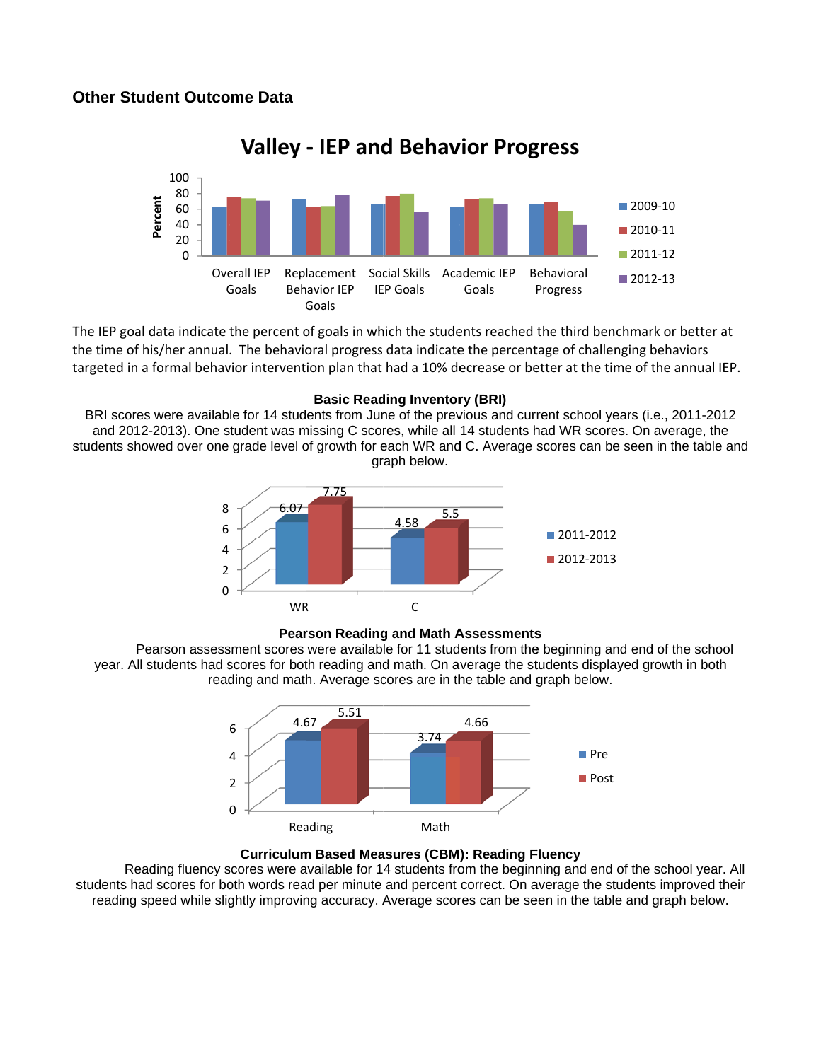### Other Student Outcome Data

The IEP goal data indicate the percent of goals in which the students reached the third benchmark or better at the time of his/her annual. The behavioral progress data indicate the percentage of challenging behaviors targeted in a formal behavior intervention plan that had a 10% decrease or better at the time of the annual IEP.

**Basic Reading Inventory (BRI)**

BRI scores were available for 14 students from June of the previous and current school years (i.e., 2011-2012 and 2012-2013). One student was missing C scores, while all 14 students had WR scores. On average, the students showed over one grade level of growth for each WR and C. Average scores can be seen in the table and graph below.

**Pearson Reading and Math Assessments**

Pearson assessment scores were available for 11 students from the beginning and end of the school year. All students had scores for both reading and math. On average the students displayed growth in both reading and math. Average scores are in the table and graph below.

**Curriculum Based Measures (CBM): Reading Fluency**

Reading fluency scores were available for 14 students from the beginning and end of the school year. All students had scores for both words read per minute and percent correct. On average the students improved their reading speed while slightly improving accuracy. Average scores can be seen in the table and graph below.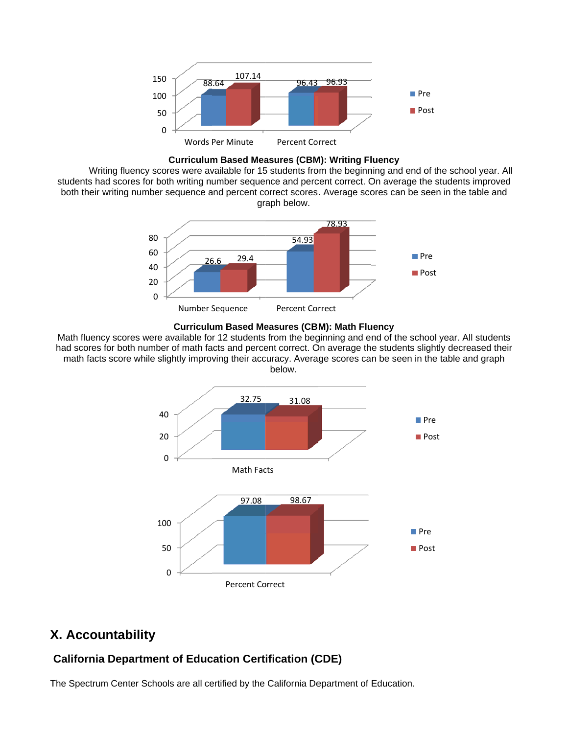| | Pre | Post |
|---|---|---|
| Words Per Minute | 88.64 | 107.14 |
| Percent Correct | 96.43 | 96.93 |

**Curriculum Based Measures (CBM): Writing Fluency**

Writing fluency scores were available for 15 students from the beginning and end of the school year. All students had scores for both writing number sequence and percent correct. On average the students improved both their writing number sequence and percent correct scores. Average scores can be seen in the table and graph below.

| | Pre | Post |
|---|---|---|
| Number Sequence | 26.6 | 29.4 |
| Percent Correct | 54.93 | 78.93 |

**Curriculum Based Measures (CBM): Math Fluency**

Math fluency scores were available for 12 students from the beginning and end of the school year. All students had scores for both number of math facts and percent correct. On average the students slightly decreased their math facts score while slightly improving their accuracy. Average scores can be seen in the table and graph below.

| | Pre | Post |
|---|---|---|
| Math Facts | 32.75 | 31.08 |

| | Pre | Post |
|---|---|---|
| Percent Correct | 97.08 | 98.67 |

# X. Accountability

## California Department of Education Certification (CDE)

The Spectrum Center Schools are all certified by the California Department of Education.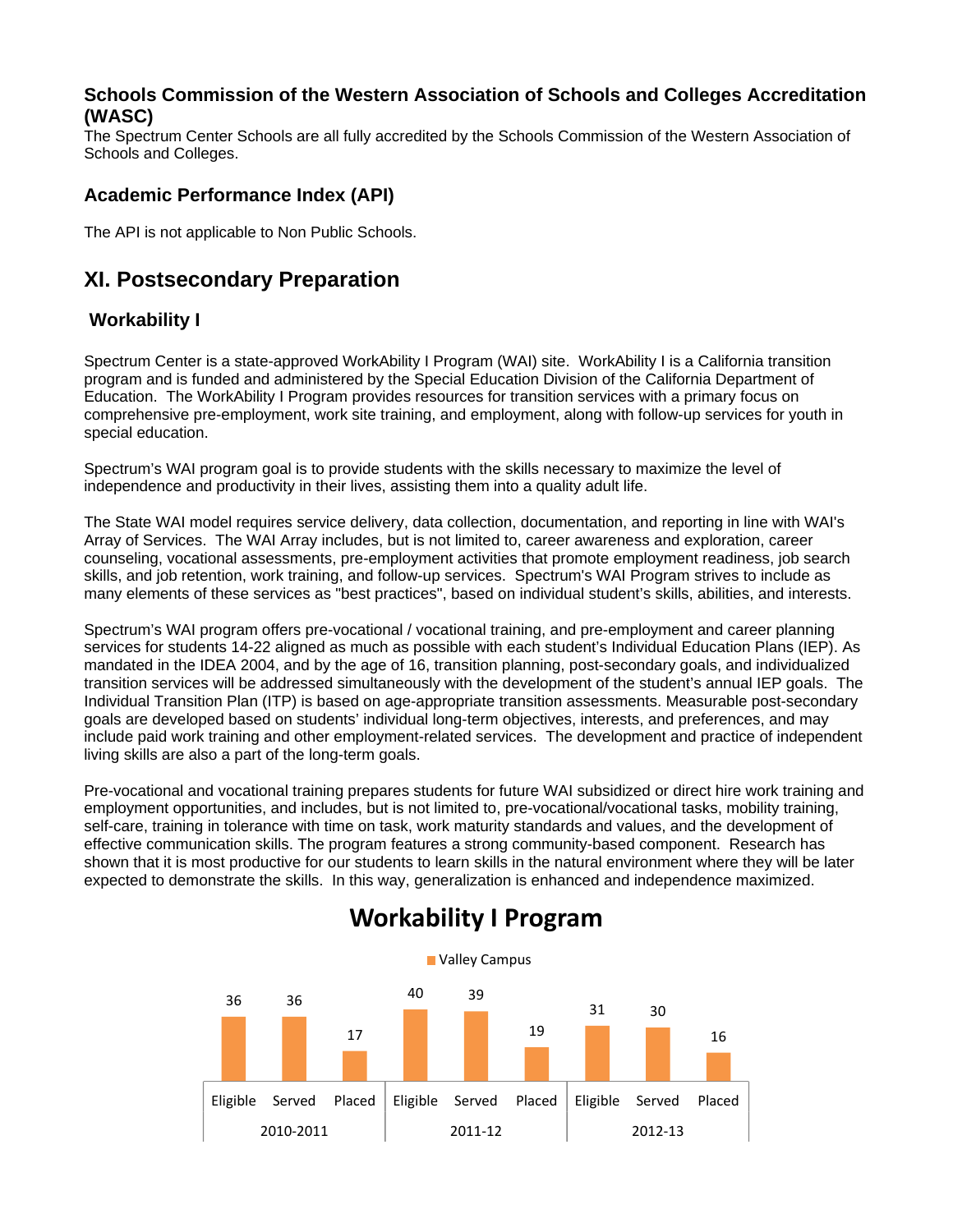### Schools Commission of the Western Association of Schools and Colleges Accreditation (WASC)

The Spectrum Center Schools are all fully accredited by the Schools Commission of the Western Association of Schools and Colleges.

### Academic Performance Index (API)

The API is not applicable to Non Public Schools.

## XI. Postsecondary Preparation

### Workability I

Spectrum Center is a state-approved WorkAbility I Program (WAI) site. WorkAbility I is a California transition program and is funded and administered by the Special Education Division of the California Department of Education. The WorkAbility I Program provides resources for transition services with a primary focus on comprehensive pre-employment, work site training, and employment, along with follow-up services for youth in special education.

Spectrum's WAI program goal is to provide students with the skills necessary to maximize the level of independence and productivity in their lives, assisting them into a quality adult life.

The State WAI model requires service delivery, data collection, documentation, and reporting in line with WAI's Array of Services. The WAI Array includes, but is not limited to, career awareness and exploration, career counseling, vocational assessments, pre-employment activities that promote employment readiness, job search skills, and job retention, work training, and follow-up services. Spectrum's WAI Program strives to include as many elements of these services as "best practices", based on individual student's skills, abilities, and interests.

Spectrum's WAI program offers pre-vocational / vocational training, and pre-employment and career planning services for students 14-22 aligned as much as possible with each student's Individual Education Plans (IEP). As mandated in the IDEA 2004, and by the age of 16, transition planning, post-secondary goals, and individualized transition services will be addressed simultaneously with the development of the student's annual IEP goals. The Individual Transition Plan (ITP) is based on age-appropriate transition assessments. Measurable post-secondary goals are developed based on students' individual long-term objectives, interests, and preferences, and may include paid work training and other employment-related services. The development and practice of independent living skills are also a part of the long-term goals.

Pre-vocational and vocational training prepares students for future WAI subsidized or direct hire work training and employment opportunities, and includes, but is not limited to, pre-vocational/vocational tasks, mobility training, self-care, training in tolerance with time on task, work maturity standards and values, and the development of effective communication skills. The program features a strong community-based component. Research has shown that it is most productive for our students to learn skills in the natural environment where they will be later expected to demonstrate the skills. In this way, generalization is enhanced and independence maximized.

**Workability I Program**

Valley Campus

| | 2010-2011 | | | 2011-12 | | | 2012-13 | | |
|---|---|---|---|---|---|---|---|---|---|
| | Eligible | Served | Placed | Eligible | Served | Placed | Eligible | Served | Placed |
| Valley Campus | 36 | 36 | 17 | 40 | 39 | 19 | 31 | 30 | 16 |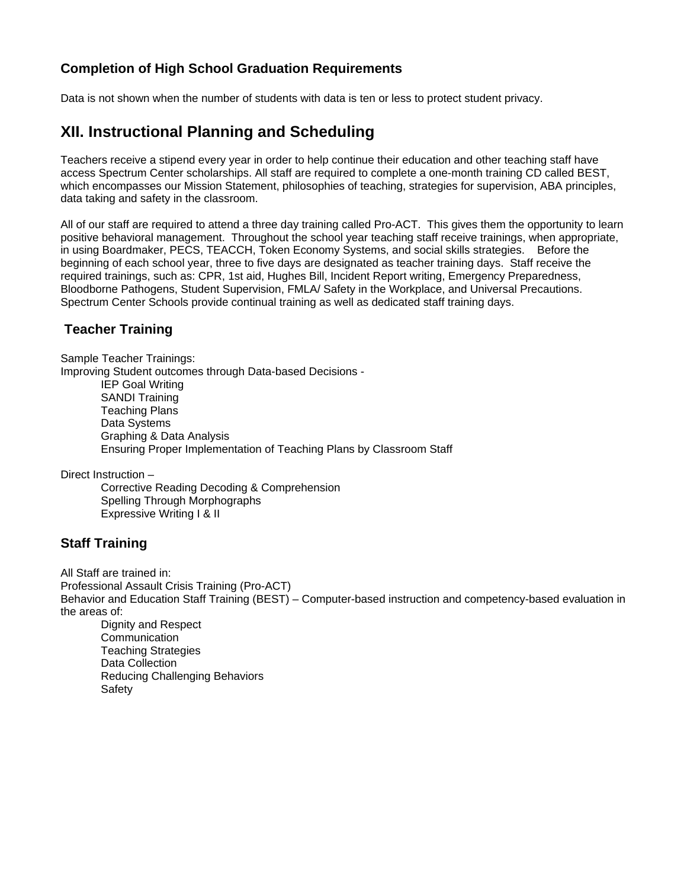### Completion of High School Graduation Requirements

Data is not shown when the number of students with data is ten or less to protect student privacy.

## XII. Instructional Planning and Scheduling

Teachers receive a stipend every year in order to help continue their education and other teaching staff have access Spectrum Center scholarships. All staff are required to complete a one-month training CD called BEST, which encompasses our Mission Statement, philosophies of teaching, strategies for supervision, ABA principles, data taking and safety in the classroom.

All of our staff are required to attend a three day training called Pro-ACT. This gives them the opportunity to learn positive behavioral management. Throughout the school year teaching staff receive trainings, when appropriate, in using Boardmaker, PECS, TEACCH, Token Economy Systems, and social skills strategies. Before the beginning of each school year, three to five days are designated as teacher training days. Staff receive the required trainings, such as: CPR, 1st aid, Hughes Bill, Incident Report writing, Emergency Preparedness, Bloodborne Pathogens, Student Supervision, FMLA/ Safety in the Workplace, and Universal Precautions. Spectrum Center Schools provide continual training as well as dedicated staff training days.

### Teacher Training

Sample Teacher Trainings:

Improving Student outcomes through Data-based Decisions -

- IEP Goal Writing
- SANDI Training
- Teaching Plans
- Data Systems
- Graphing & Data Analysis
- Ensuring Proper Implementation of Teaching Plans by Classroom Staff

Direct Instruction –

- Corrective Reading Decoding & Comprehension
- Spelling Through Morphographs
- Expressive Writing I & II

### Staff Training

All Staff are trained in:

Professional Assault Crisis Training (Pro-ACT)

Behavior and Education Staff Training (BEST) – Computer-based instruction and competency-based evaluation in the areas of:

- Dignity and Respect
- Communication
- Teaching Strategies
- Data Collection
- Reducing Challenging Behaviors
- Safety